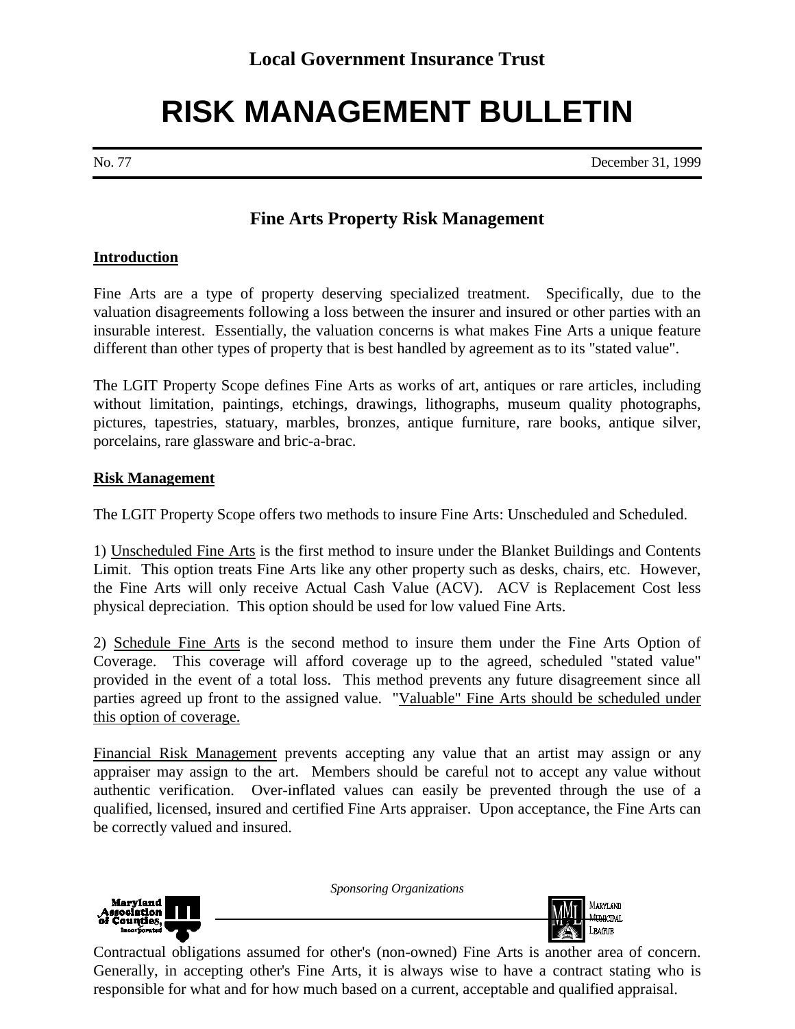Local Government Insurance Trust

# RISK MANAGEMENT BULLETIN

No. 77 December 31, 1999

## Fine Arts Property Risk Management

### Introduction

Fine Arts are a type of property deserving specialized treatment. Specifically, due to the valuation disagreements following a loss between the insurer and insured or other parties with an insurable interest. Essentially, the valuation concerns is what makes Fine Arts a unique feature different than other types of property that is best handled by agreement as to its "stated value".

The LGIT Property Scope defines Fine Arts as works of art, antiques or rare articles, including without limitation, paintings, etchings, drawings, lithographs, museum quality photographs, pictures, tapestries, statuary, marbles, bronzes, antique furniture, rare books, antique silver, porcelains, rare glassware and bric-a-brac.

### Risk Management

The LGIT Property Scope offers two methods to insure Fine Arts: Unscheduled and Scheduled.

1) Unscheduled Fine Arts is the first method to insure under the Blanket Buildings and Contents Limit. This option treats Fine Arts like any other property such as desks, chairs, etc. However, the Fine Arts will only receive Actual Cash Value (ACV). ACV is Replacement Cost less physical depreciation. This option should be used for low valued Fine Arts.

2) Schedule Fine Arts is the second method to insure them under the Fine Arts Option of Coverage. This coverage will afford coverage up to the agreed, scheduled "stated value" provided in the event of a total loss. This method prevents any future disagreement since all parties agreed up front to the assigned value. "Valuable" Fine Arts should be scheduled under this option of coverage.

Financial Risk Management prevents accepting any value that an artist may assign or any appraiser may assign to the art. Members should be careful not to accept any value without authentic verification. Over-inflated values can easily be prevented through the use of a qualified, licensed, insured and certified Fine Arts appraiser. Upon acceptance, the Fine Arts can be correctly valued and insured.

*Sponsoring Organizations*

Maryland Association of Counties, Incorporated — Maryland Municipal League

Contractual obligations assumed for other's (non-owned) Fine Arts is another area of concern. Generally, in accepting other's Fine Arts, it is always wise to have a contract stating who is responsible for what and for how much based on a current, acceptable and qualified appraisal.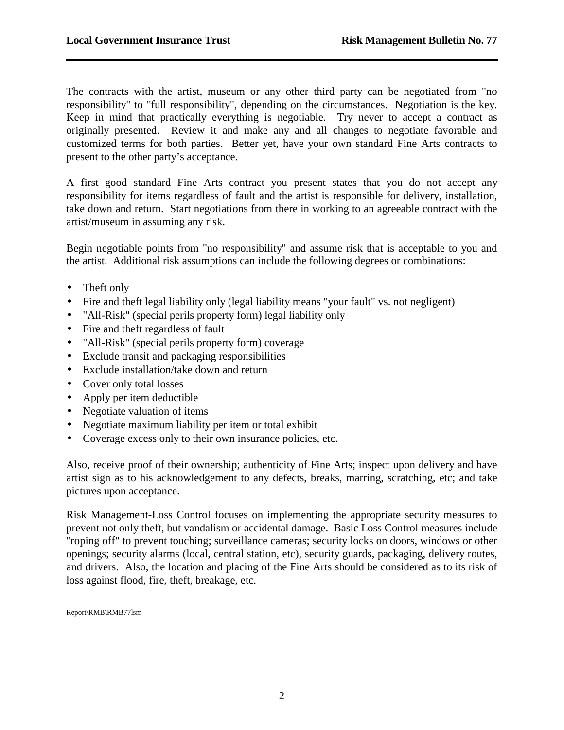The contracts with the artist, museum or any other third party can be negotiated from "no responsibility" to "full responsibility", depending on the circumstances. Negotiation is the key. Keep in mind that practically everything is negotiable. Try never to accept a contract as originally presented. Review it and make any and all changes to negotiate favorable and customized terms for both parties. Better yet, have your own standard Fine Arts contracts to present to the other party's acceptance.

A first good standard Fine Arts contract you present states that you do not accept any responsibility for items regardless of fault and the artist is responsible for delivery, installation, take down and return. Start negotiations from there in working to an agreeable contract with the artist/museum in assuming any risk.

Begin negotiable points from "no responsibility" and assume risk that is acceptable to you and the artist. Additional risk assumptions can include the following degrees or combinations:

- Theft only
- Fire and theft legal liability only (legal liability means "your fault" vs. not negligent)
- "All-Risk" (special perils property form) legal liability only
- Fire and theft regardless of fault
- "All-Risk" (special perils property form) coverage
- Exclude transit and packaging responsibilities
- Exclude installation/take down and return
- Cover only total losses
- Apply per item deductible
- Negotiate valuation of items
- Negotiate maximum liability per item or total exhibit
- Coverage excess only to their own insurance policies, etc.

Also, receive proof of their ownership; authenticity of Fine Arts; inspect upon delivery and have artist sign as to his acknowledgement to any defects, breaks, marring, scratching, etc; and take pictures upon acceptance.

<u>Risk Management-Loss Control</u> focuses on implementing the appropriate security measures to prevent not only theft, but vandalism or accidental damage. Basic Loss Control measures include "roping off" to prevent touching; surveillance cameras; security locks on doors, windows or other openings; security alarms (local, central station, etc), security guards, packaging, delivery routes, and drivers. Also, the location and placing of the Fine Arts should be considered as to its risk of loss against flood, fire, theft, breakage, etc.

Report\RMB\RMB77lsm